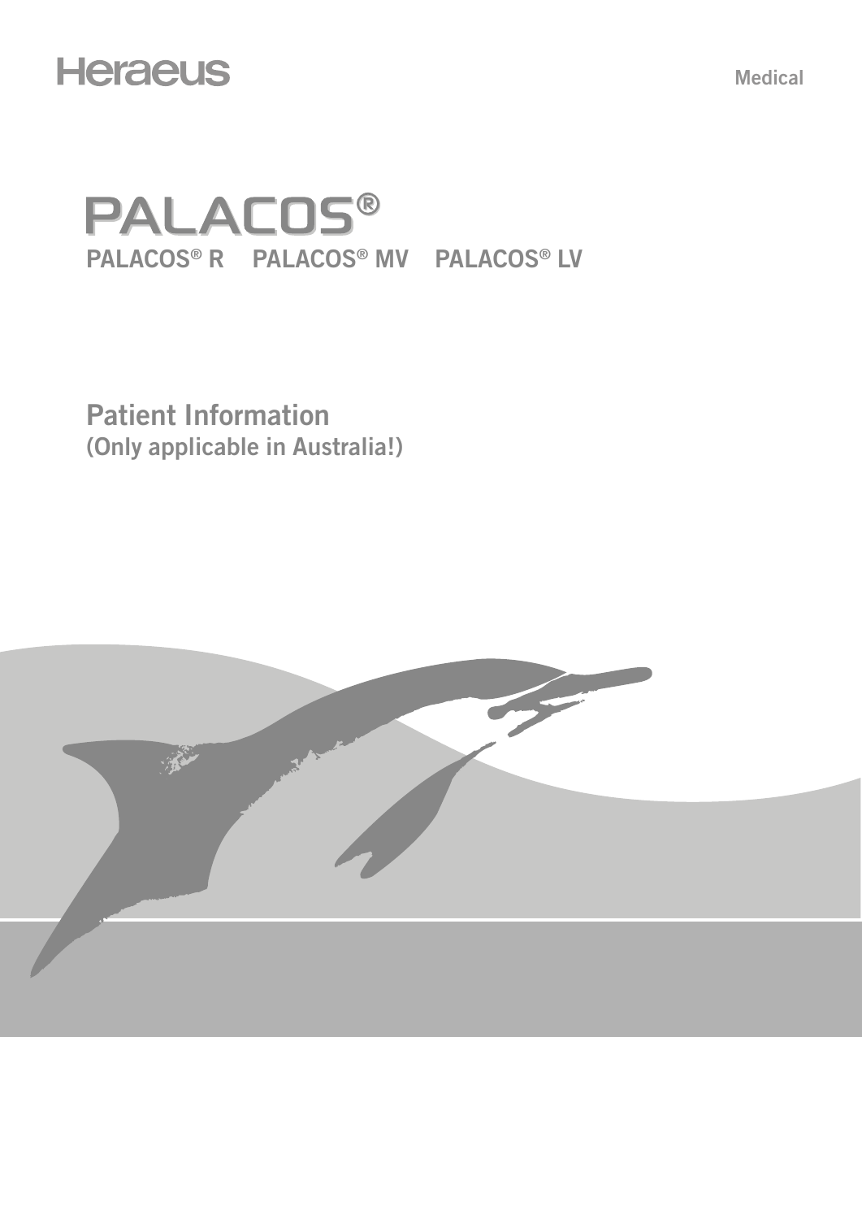Heraeus

Medical

# PALACOS®

PALACOS® R PALACOS® MV PALACOS® LV

## Patient Information

(Only applicable in Australia!)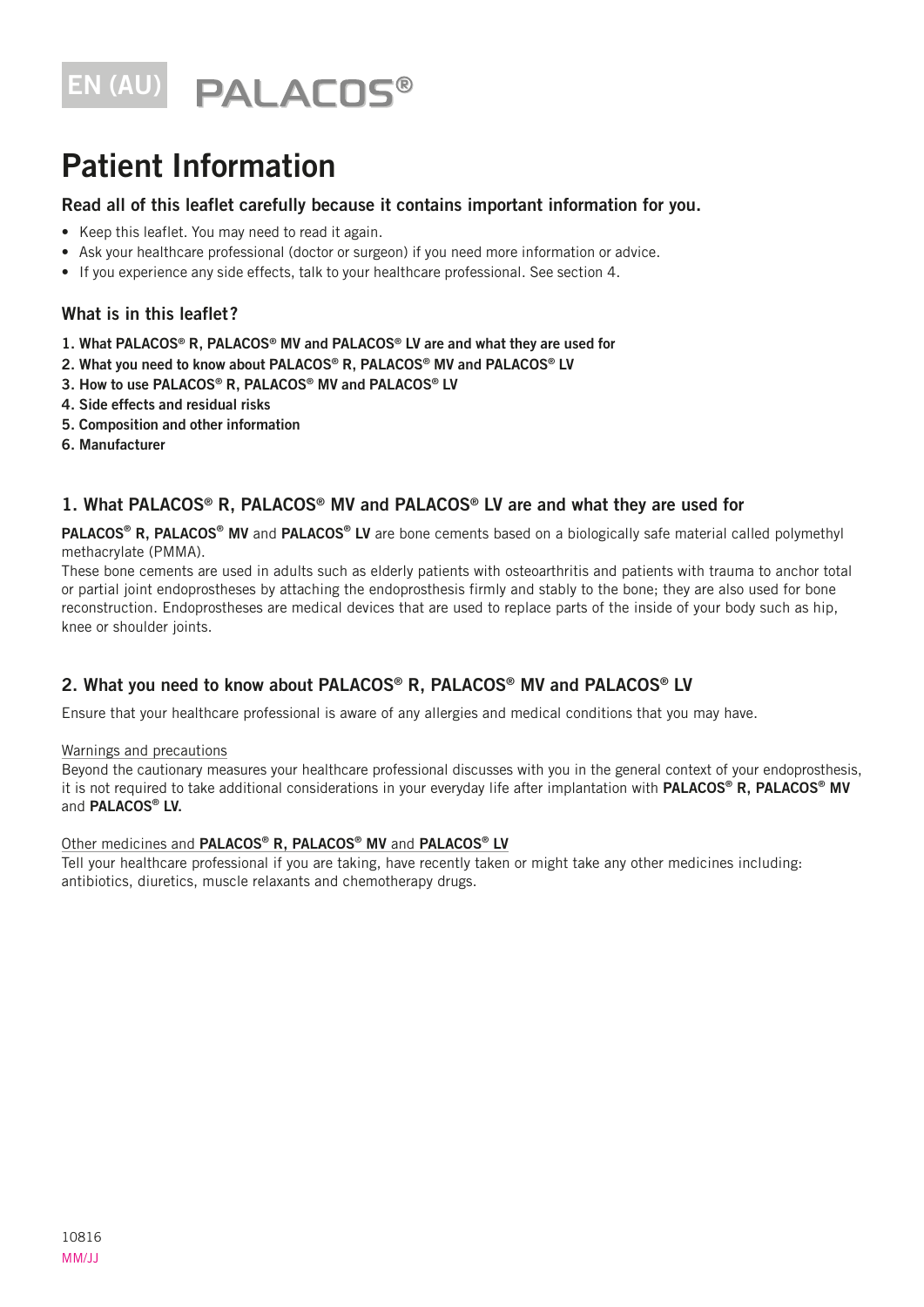EN (AU) PALACOS®

# Patient Information

### Read all of this leaflet carefully because it contains important information for you.

- Keep this leaflet. You may need to read it again.
- Ask your healthcare professional (doctor or surgeon) if you need more information or advice.
- If you experience any side effects, talk to your healthcare professional. See section 4.

### What is in this leaflet?

**1. What PALACOS® R, PALACOS® MV and PALACOS® LV are and what they are used for**
**2. What you need to know about PALACOS® R, PALACOS® MV and PALACOS® LV**
**3. How to use PALACOS® R, PALACOS® MV and PALACOS® LV**
**4. Side effects and residual risks**
**5. Composition and other information**
**6. Manufacturer**

## 1. What PALACOS® R, PALACOS® MV and PALACOS® LV are and what they are used for

**PALACOS® R, PALACOS® MV** and **PALACOS® LV** are bone cements based on a biologically safe material called polymethyl methacrylate (PMMA).
These bone cements are used in adults such as elderly patients with osteoarthritis and patients with trauma to anchor total or partial joint endoprostheses by attaching the endoprosthesis firmly and stably to the bone; they are also used for bone reconstruction. Endoprostheses are medical devices that are used to replace parts of the inside of your body such as hip, knee or shoulder joints.

## 2. What you need to know about PALACOS® R, PALACOS® MV and PALACOS® LV

Ensure that your healthcare professional is aware of any allergies and medical conditions that you may have.

Warnings and precautions
Beyond the cautionary measures your healthcare professional discusses with you in the general context of your endoprosthesis, it is not required to take additional considerations in your everyday life after implantation with **PALACOS® R, PALACOS® MV** and **PALACOS® LV.**

Other medicines and **PALACOS® R, PALACOS® MV** and **PALACOS® LV**
Tell your healthcare professional if you are taking, have recently taken or might take any other medicines including: antibiotics, diuretics, muscle relaxants and chemotherapy drugs.

10816
MM/JJ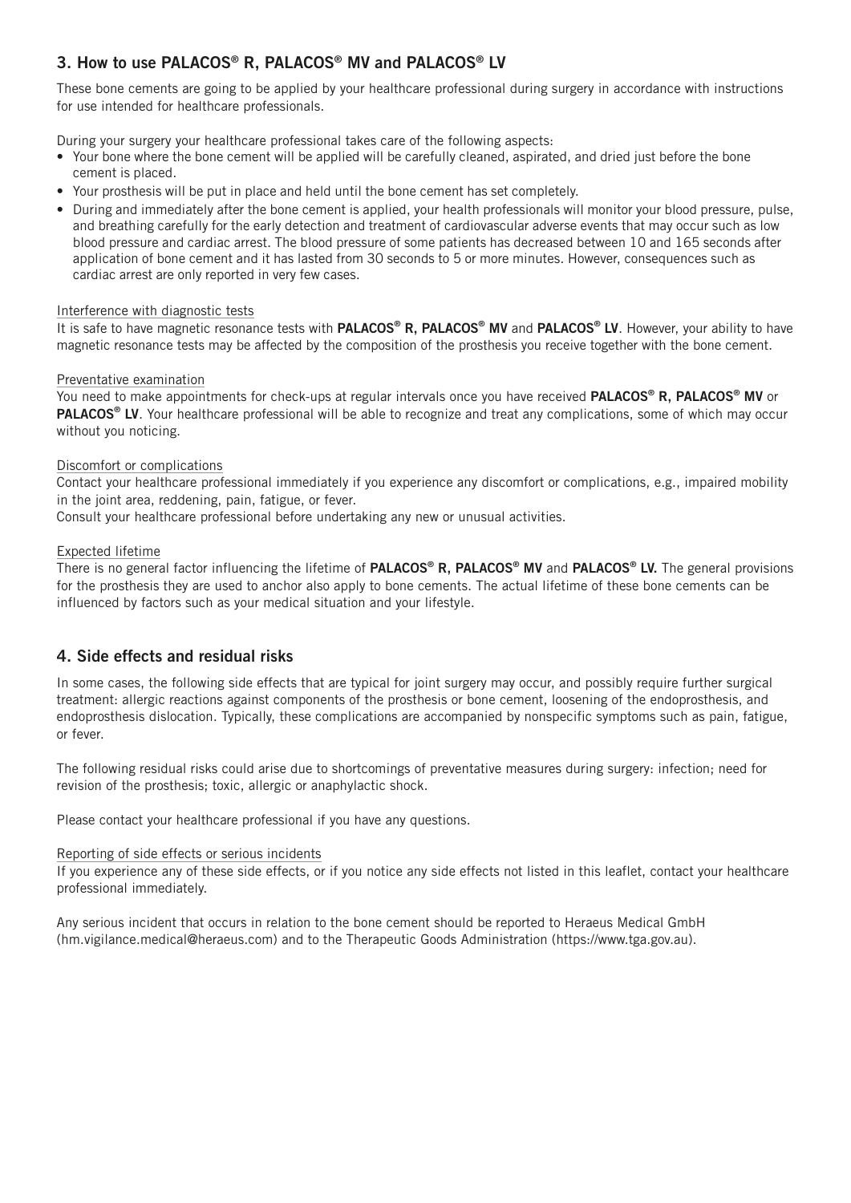## 3. How to use PALACOS® R, PALACOS® MV and PALACOS® LV

These bone cements are going to be applied by your healthcare professional during surgery in accordance with instructions for use intended for healthcare professionals.

During your surgery your healthcare professional takes care of the following aspects:

- Your bone where the bone cement will be applied will be carefully cleaned, aspirated, and dried just before the bone cement is placed.
- Your prosthesis will be put in place and held until the bone cement has set completely.
- During and immediately after the bone cement is applied, your health professionals will monitor your blood pressure, pulse, and breathing carefully for the early detection and treatment of cardiovascular adverse events that may occur such as low blood pressure and cardiac arrest. The blood pressure of some patients has decreased between 10 and 165 seconds after application of bone cement and it has lasted from 30 seconds to 5 or more minutes. However, consequences such as cardiac arrest are only reported in very few cases.

Interference with diagnostic tests

It is safe to have magnetic resonance tests with **PALACOS® R, PALACOS® MV** and **PALACOS® LV**. However, your ability to have magnetic resonance tests may be affected by the composition of the prosthesis you receive together with the bone cement.

Preventative examination

You need to make appointments for check-ups at regular intervals once you have received **PALACOS® R, PALACOS® MV** or **PALACOS® LV**. Your healthcare professional will be able to recognize and treat any complications, some of which may occur without you noticing.

Discomfort or complications

Contact your healthcare professional immediately if you experience any discomfort or complications, e.g., impaired mobility in the joint area, reddening, pain, fatigue, or fever.
Consult your healthcare professional before undertaking any new or unusual activities.

Expected lifetime

There is no general factor influencing the lifetime of **PALACOS® R, PALACOS® MV** and **PALACOS® LV.** The general provisions for the prosthesis they are used to anchor also apply to bone cements. The actual lifetime of these bone cements can be influenced by factors such as your medical situation and your lifestyle.

## 4. Side effects and residual risks

In some cases, the following side effects that are typical for joint surgery may occur, and possibly require further surgical treatment: allergic reactions against components of the prosthesis or bone cement, loosening of the endoprosthesis, and endoprosthesis dislocation. Typically, these complications are accompanied by nonspecific symptoms such as pain, fatigue, or fever.

The following residual risks could arise due to shortcomings of preventative measures during surgery: infection; need for revision of the prosthesis; toxic, allergic or anaphylactic shock.

Please contact your healthcare professional if you have any questions.

Reporting of side effects or serious incidents

If you experience any of these side effects, or if you notice any side effects not listed in this leaflet, contact your healthcare professional immediately.

Any serious incident that occurs in relation to the bone cement should be reported to Heraeus Medical GmbH (hm.vigilance.medical@heraeus.com) and to the Therapeutic Goods Administration (https://www.tga.gov.au).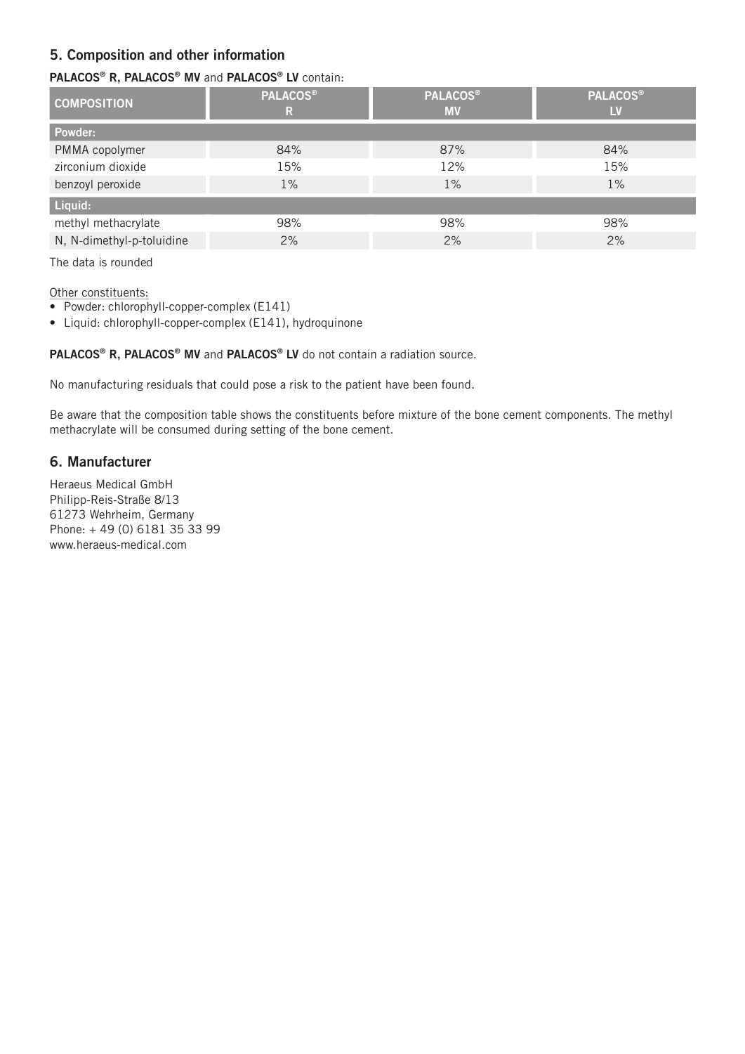## 5. Composition and other information

**PALACOS® R, PALACOS® MV** and **PALACOS® LV** contain:

| COMPOSITION | PALACOS® R | PALACOS® MV | PALACOS® LV |
|---|---|---|---|
| **Powder:** | | | |
| PMMA copolymer | 84% | 87% | 84% |
| zirconium dioxide | 15% | 12% | 15% |
| benzoyl peroxide | 1% | 1% | 1% |
| **Liquid:** | | | |
| methyl methacrylate | 98% | 98% | 98% |
| N, N-dimethyl-p-toluidine | 2% | 2% | 2% |

The data is rounded

Other constituents:

- Powder: chlorophyll-copper-complex (E141)
- Liquid: chlorophyll-copper-complex (E141), hydroquinone

**PALACOS® R, PALACOS® MV** and **PALACOS® LV** do not contain a radiation source.

No manufacturing residuals that could pose a risk to the patient have been found.

Be aware that the composition table shows the constituents before mixture of the bone cement components. The methyl methacrylate will be consumed during setting of the bone cement.

## 6. Manufacturer

Heraeus Medical GmbH
Philipp-Reis-Straße 8/13
61273 Wehrheim, Germany
Phone: + 49 (0) 6181 35 33 99
www.heraeus-medical.com